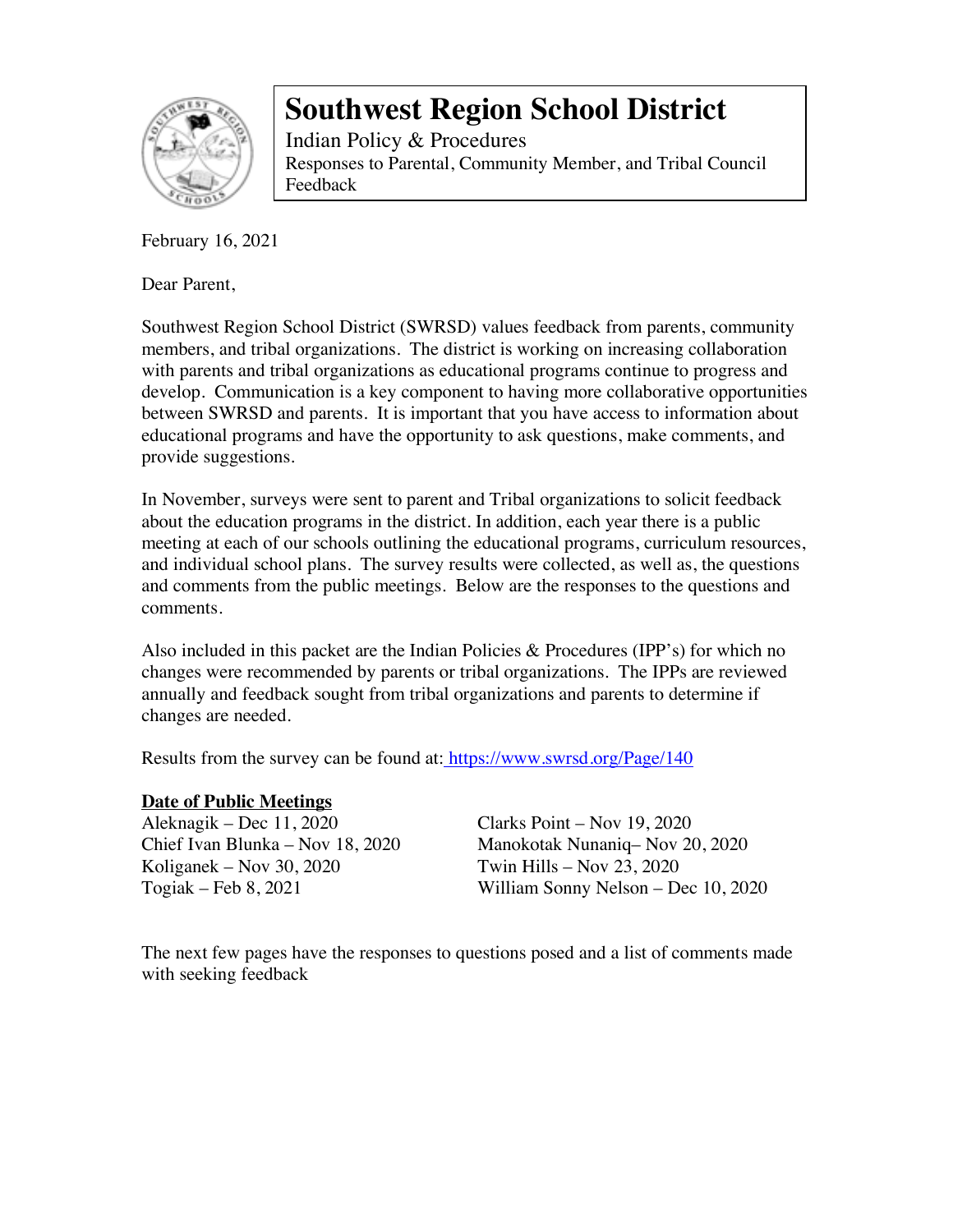# Southwest Region School District

Indian Policy & Procedures

Responses to Parental, Community Member, and Tribal Council Feedback

February 16, 2021

Dear Parent,

Southwest Region School District (SWRSD) values feedback from parents, community members, and tribal organizations. The district is working on increasing collaboration with parents and tribal organizations as educational programs continue to progress and develop. Communication is a key component to having more collaborative opportunities between SWRSD and parents. It is important that you have access to information about educational programs and have the opportunity to ask questions, make comments, and provide suggestions.

In November, surveys were sent to parent and Tribal organizations to solicit feedback about the education programs in the district. In addition, each year there is a public meeting at each of our schools outlining the educational programs, curriculum resources, and individual school plans. The survey results were collected, as well as, the questions and comments from the public meetings. Below are the responses to the questions and comments.

Also included in this packet are the Indian Policies & Procedures (IPP's) for which no changes were recommended by parents or tribal organizations. The IPPs are reviewed annually and feedback sought from tribal organizations and parents to determine if changes are needed.

Results from the survey can be found at: https://www.swrsd.org/Page/140

**Date of Public Meetings**

Aleknagik – Dec 11, 2020
Chief Ivan Blunka – Nov 18, 2020
Koliganek – Nov 30, 2020
Togiak – Feb 8, 2021
Clarks Point – Nov 19, 2020
Manokotak Nunaniq– Nov 20, 2020
Twin Hills – Nov 23, 2020
William Sonny Nelson – Dec 10, 2020

The next few pages have the responses to questions posed and a list of comments made with seeking feedback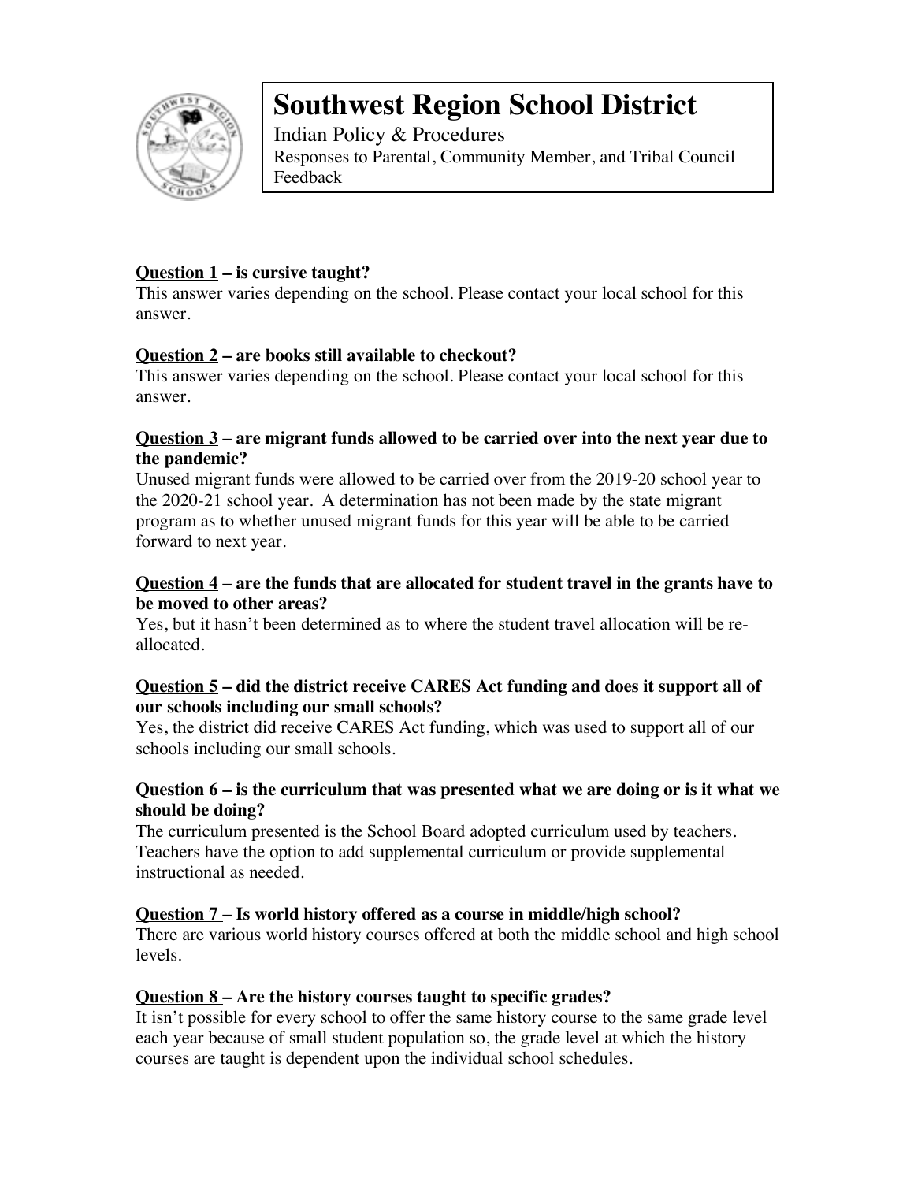# Southwest Region School District

Indian Policy & Procedures

Responses to Parental, Community Member, and Tribal Council Feedback

**<u>Question 1</u> – is cursive taught?**

This answer varies depending on the school. Please contact your local school for this answer.

**<u>Question 2</u> – are books still available to checkout?**

This answer varies depending on the school. Please contact your local school for this answer.

**<u>Question 3</u> – are migrant funds allowed to be carried over into the next year due to the pandemic?**

Unused migrant funds were allowed to be carried over from the 2019-20 school year to the 2020-21 school year. A determination has not been made by the state migrant program as to whether unused migrant funds for this year will be able to be carried forward to next year.

**<u>Question 4</u> – are the funds that are allocated for student travel in the grants have to be moved to other areas?**

Yes, but it hasn't been determined as to where the student travel allocation will be re-allocated.

**<u>Question 5</u> – did the district receive CARES Act funding and does it support all of our schools including our small schools?**

Yes, the district did receive CARES Act funding, which was used to support all of our schools including our small schools.

**<u>Question 6</u> – is the curriculum that was presented what we are doing or is it what we should be doing?**

The curriculum presented is the School Board adopted curriculum used by teachers. Teachers have the option to add supplemental curriculum or provide supplemental instructional as needed.

**<u>Question 7</u> – Is world history offered as a course in middle/high school?**

There are various world history courses offered at both the middle school and high school levels.

**<u>Question 8</u> – Are the history courses taught to specific grades?**

It isn't possible for every school to offer the same history course to the same grade level each year because of small student population so, the grade level at which the history courses are taught is dependent upon the individual school schedules.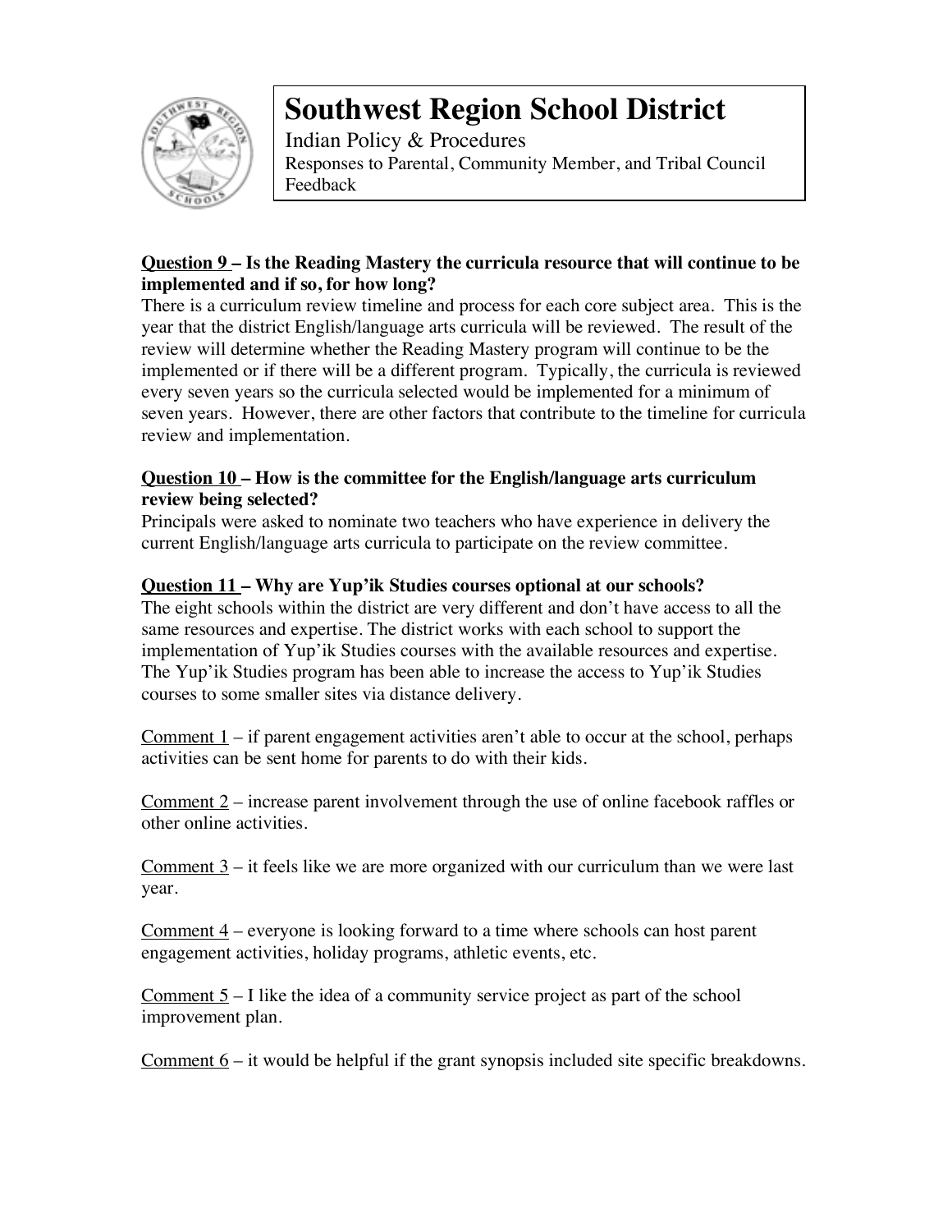# Southwest Region School District

Indian Policy & Procedures

Responses to Parental, Community Member, and Tribal Council Feedback

**Question 9 – Is the Reading Mastery the curricula resource that will continue to be implemented and if so, for how long?**

There is a curriculum review timeline and process for each core subject area. This is the year that the district English/language arts curricula will be reviewed. The result of the review will determine whether the Reading Mastery program will continue to be the implemented or if there will be a different program. Typically, the curricula is reviewed every seven years so the curricula selected would be implemented for a minimum of seven years. However, there are other factors that contribute to the timeline for curricula review and implementation.

**Question 10 – How is the committee for the English/language arts curriculum review being selected?**

Principals were asked to nominate two teachers who have experience in delivery the current English/language arts curricula to participate on the review committee.

**Question 11 – Why are Yup'ik Studies courses optional at our schools?**

The eight schools within the district are very different and don't have access to all the same resources and expertise. The district works with each school to support the implementation of Yup'ik Studies courses with the available resources and expertise. The Yup'ik Studies program has been able to increase the access to Yup'ik Studies courses to some smaller sites via distance delivery.

Comment 1 – if parent engagement activities aren't able to occur at the school, perhaps activities can be sent home for parents to do with their kids.

Comment 2 – increase parent involvement through the use of online facebook raffles or other online activities.

Comment 3 – it feels like we are more organized with our curriculum than we were last year.

Comment 4 – everyone is looking forward to a time where schools can host parent engagement activities, holiday programs, athletic events, etc.

Comment 5 – I like the idea of a community service project as part of the school improvement plan.

Comment 6 – it would be helpful if the grant synopsis included site specific breakdowns.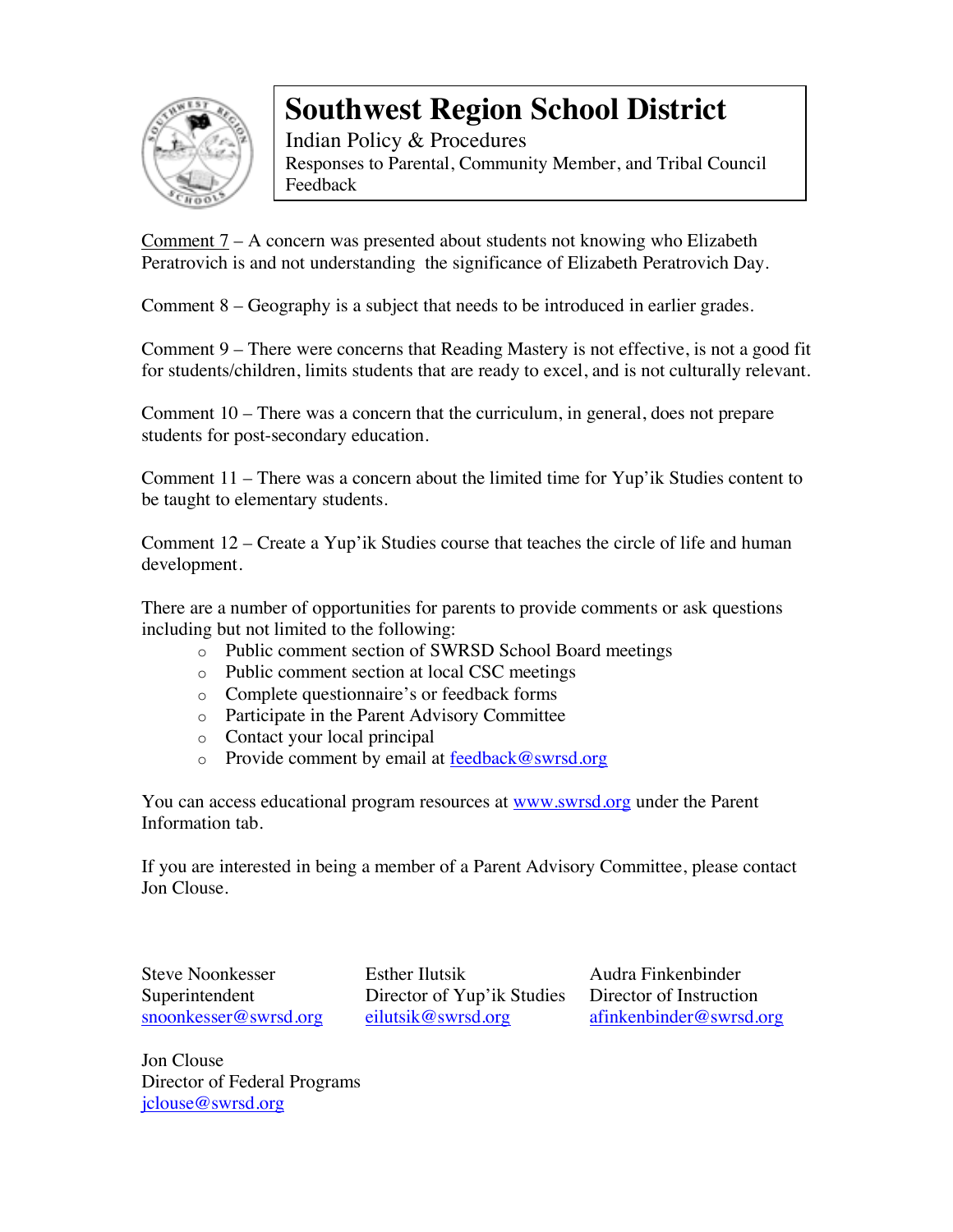# Southwest Region School District

Indian Policy & Procedures

Responses to Parental, Community Member, and Tribal Council Feedback

Comment 7 – A concern was presented about students not knowing who Elizabeth Peratrovich is and not understanding the significance of Elizabeth Peratrovich Day.

Comment 8 – Geography is a subject that needs to be introduced in earlier grades.

Comment 9 – There were concerns that Reading Mastery is not effective, is not a good fit for students/children, limits students that are ready to excel, and is not culturally relevant.

Comment 10 – There was a concern that the curriculum, in general, does not prepare students for post-secondary education.

Comment 11 – There was a concern about the limited time for Yup'ik Studies content to be taught to elementary students.

Comment 12 – Create a Yup'ik Studies course that teaches the circle of life and human development.

There are a number of opportunities for parents to provide comments or ask questions including but not limited to the following:

- Public comment section of SWRSD School Board meetings
- Public comment section at local CSC meetings
- Complete questionnaire's or feedback forms
- Participate in the Parent Advisory Committee
- Contact your local principal
- Provide comment by email at feedback@swrsd.org

You can access educational program resources at www.swrsd.org under the Parent Information tab.

If you are interested in being a member of a Parent Advisory Committee, please contact Jon Clouse.

Steve Noonkesser
Superintendent
snoonkesser@swrsd.org

Esther Ilutsik
Director of Yup'ik Studies
eilutsik@swrsd.org

Audra Finkenbinder
Director of Instruction
afinkenbinder@swrsd.org

Jon Clouse
Director of Federal Programs
jclouse@swrsd.org